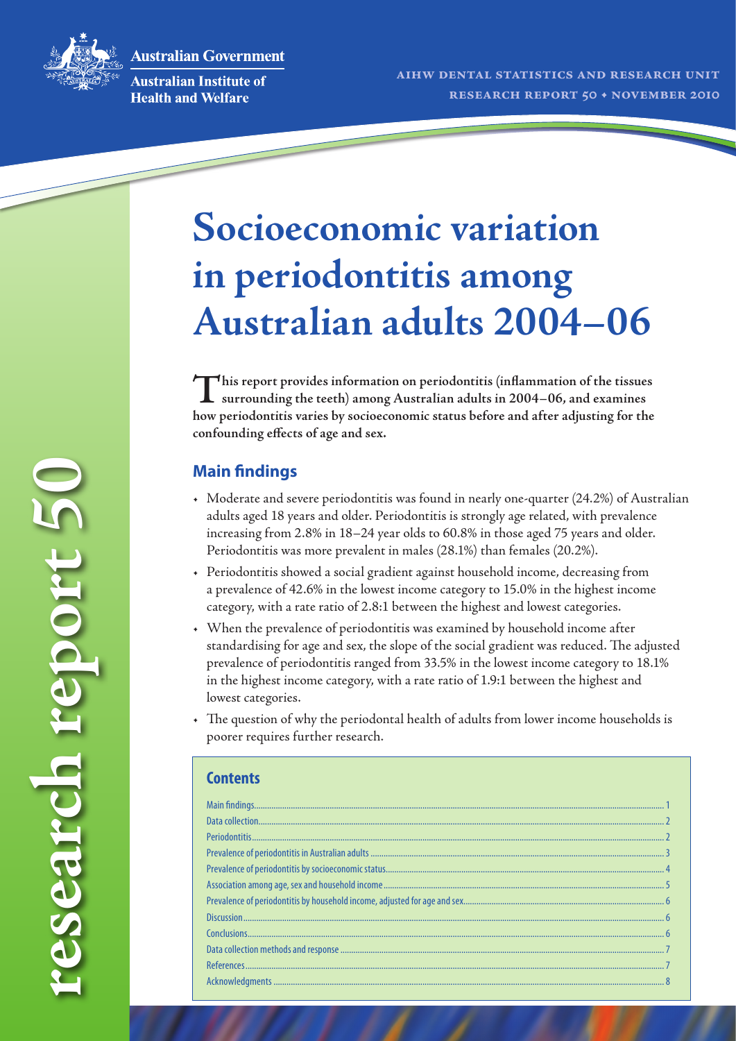Australian Government

Australian Institute of Health and Welfare

AIHW DENTAL STATISTICS AND RESEARCH UNIT
RESEARCH REPORT 50 • NOVEMBER 2010

research report 50

# Socioeconomic variation in periodontitis among Australian adults 2004–06

**This report provides information on periodontitis (inflammation of the tissues surrounding the teeth) among Australian adults in 2004–06, and examines how periodontitis varies by socioeconomic status before and after adjusting for the confounding effects of age and sex.**

## Main findings

- Moderate and severe periodontitis was found in nearly one-quarter (24.2%) of Australian adults aged 18 years and older. Periodontitis is strongly age related, with prevalence increasing from 2.8% in 18–24 year olds to 60.8% in those aged 75 years and older. Periodontitis was more prevalent in males (28.1%) than females (20.2%).
- Periodontitis showed a social gradient against household income, decreasing from a prevalence of 42.6% in the lowest income category to 15.0% in the highest income category, with a rate ratio of 2.8:1 between the highest and lowest categories.
- When the prevalence of periodontitis was examined by household income after standardising for age and sex, the slope of the social gradient was reduced. The adjusted prevalence of periodontitis ranged from 33.5% in the lowest income category to 18.1% in the highest income category, with a rate ratio of 1.9:1 between the highest and lowest categories.
- The question of why the periodontal health of adults from lower income households is poorer requires further research.

## Contents

| | |
|---|---|
| Main findings | 1 |
| Data collection | 2 |
| Periodontitis | 2 |
| Prevalence of periodontitis in Australian adults | 3 |
| Prevalence of periodontitis by socioeconomic status | 4 |
| Association among age, sex and household income | 5 |
| Prevalence of periodontitis by household income, adjusted for age and sex | 6 |
| Discussion | 6 |
| Conclusions | 6 |
| Data collection methods and response | 7 |
| References | 7 |
| Acknowledgments | 8 |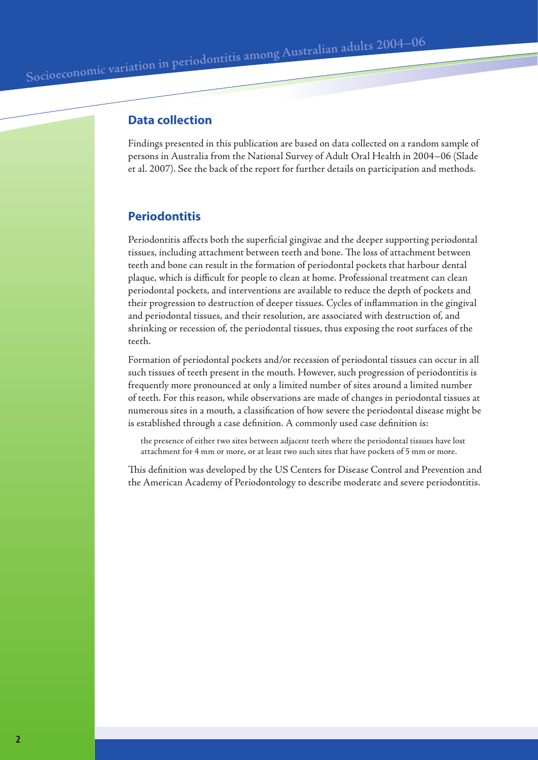## Data collection

Findings presented in this publication are based on data collected on a random sample of persons in Australia from the National Survey of Adult Oral Health in 2004–06 (Slade et al. 2007). See the back of the report for further details on participation and methods.

## Periodontitis

Periodontitis affects both the superficial gingivae and the deeper supporting periodontal tissues, including attachment between teeth and bone. The loss of attachment between teeth and bone can result in the formation of periodontal pockets that harbour dental plaque, which is difficult for people to clean at home. Professional treatment can clean periodontal pockets, and interventions are available to reduce the depth of pockets and their progression to destruction of deeper tissues. Cycles of inflammation in the gingival and periodontal tissues, and their resolution, are associated with destruction of, and shrinking or recession of, the periodontal tissues, thus exposing the root surfaces of the teeth.

Formation of periodontal pockets and/or recession of periodontal tissues can occur in all such tissues of teeth present in the mouth. However, such progression of periodontitis is frequently more pronounced at only a limited number of sites around a limited number of teeth. For this reason, while observations are made of changes in periodontal tissues at numerous sites in a mouth, a classification of how severe the periodontal disease might be is established through a case definition. A commonly used case definition is:

> the presence of either two sites between adjacent teeth where the periodontal tissues have lost attachment for 4 mm or more, or at least two such sites that have pockets of 5 mm or more.

This definition was developed by the US Centers for Disease Control and Prevention and the American Academy of Periodontology to describe moderate and severe periodontitis.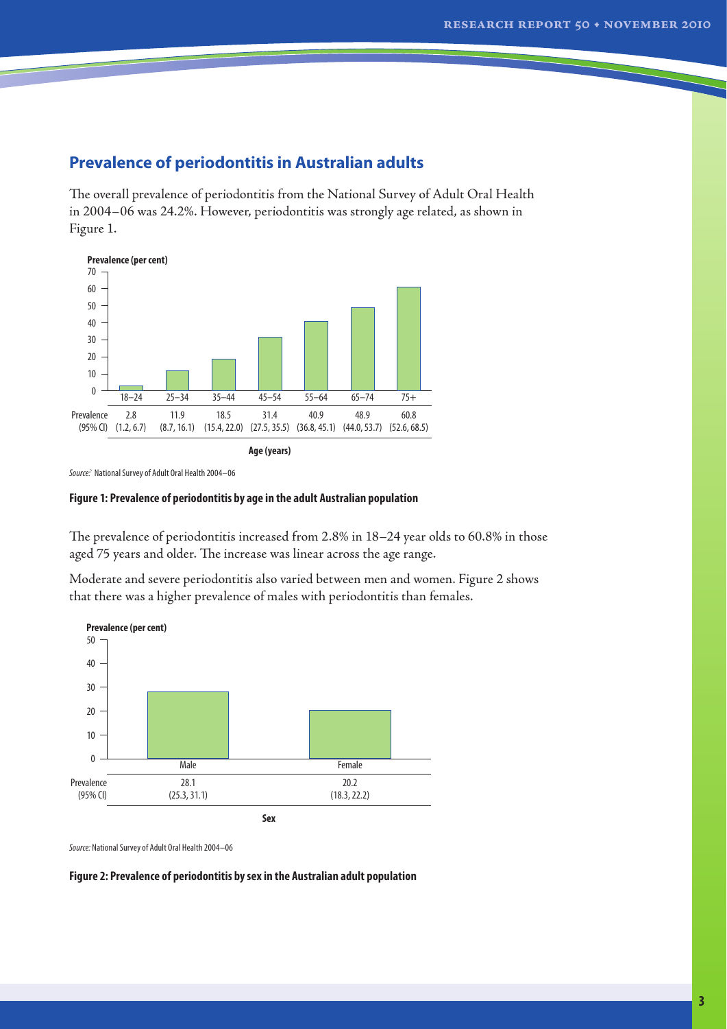## Prevalence of periodontitis in Australian adults

The overall prevalence of periodontitis from the National Survey of Adult Oral Health in 2004–06 was 24.2%. However, periodontitis was strongly age related, as shown in Figure 1.

| Age (years) | 18–24 | 25–34 | 35–44 | 45–54 | 55–64 | 65–74 | 75+ |
|---|---|---|---|---|---|---|---|
| Prevalence (95% CI) | 2.8 (1.2, 6.7) | 11.9 (8.7, 16.1) | 18.5 (15.4, 22.0) | 31.4 (27.5, 35.5) | 40.9 (36.8, 45.1) | 48.9 (44.0, 53.7) | 60.8 (52.6, 68.5) |

*Source:* National Survey of Adult Oral Health 2004–06

**Figure 1: Prevalence of periodontitis by age in the adult Australian population**

The prevalence of periodontitis increased from 2.8% in 18–24 year olds to 60.8% in those aged 75 years and older. The increase was linear across the age range.

Moderate and severe periodontitis also varied between men and women. Figure 2 shows that there was a higher prevalence of males with periodontitis than females.

| Sex | Male | Female |
|---|---|---|
| Prevalence (95% CI) | 28.1 (25.3, 31.1) | 20.2 (18.3, 22.2) |

*Source:* National Survey of Adult Oral Health 2004–06

**Figure 2: Prevalence of periodontitis by sex in the Australian adult population**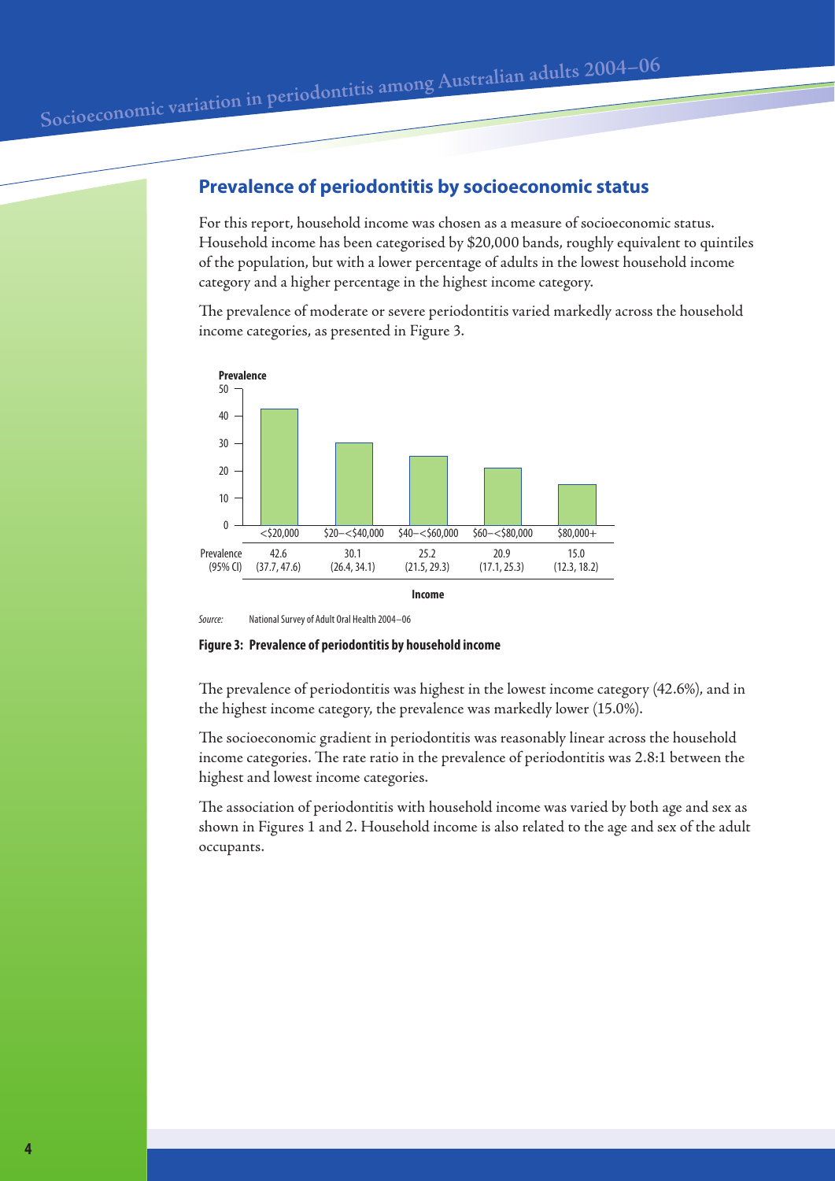## Prevalence of periodontitis by socioeconomic status

For this report, household income was chosen as a measure of socioeconomic status. Household income has been categorised by $20,000 bands, roughly equivalent to quintiles of the population, but with a lower percentage of adults in the lowest household income category and a higher percentage in the highest income category.

The prevalence of moderate or severe periodontitis varied markedly across the household income categories, as presented in Figure 3.

| Income | <$20,000 | $20–<$40,000 | $40–<$60,000 | $60–<$80,000 | $80,000+ |
|---|---|---|---|---|---|
| Prevalence (95% CI) | 42.6 (37.7, 47.6) | 30.1 (26.4, 34.1) | 25.2 (21.5, 29.3) | 20.9 (17.1, 25.3) | 15.0 (12.3, 18.2) |

*Source:* National Survey of Adult Oral Health 2004–06

**Figure 3: Prevalence of periodontitis by household income**

The prevalence of periodontitis was highest in the lowest income category (42.6%), and in the highest income category, the prevalence was markedly lower (15.0%).

The socioeconomic gradient in periodontitis was reasonably linear across the household income categories. The rate ratio in the prevalence of periodontitis was 2.8:1 between the highest and lowest income categories.

The association of periodontitis with household income was varied by both age and sex as shown in Figures 1 and 2. Household income is also related to the age and sex of the adult occupants.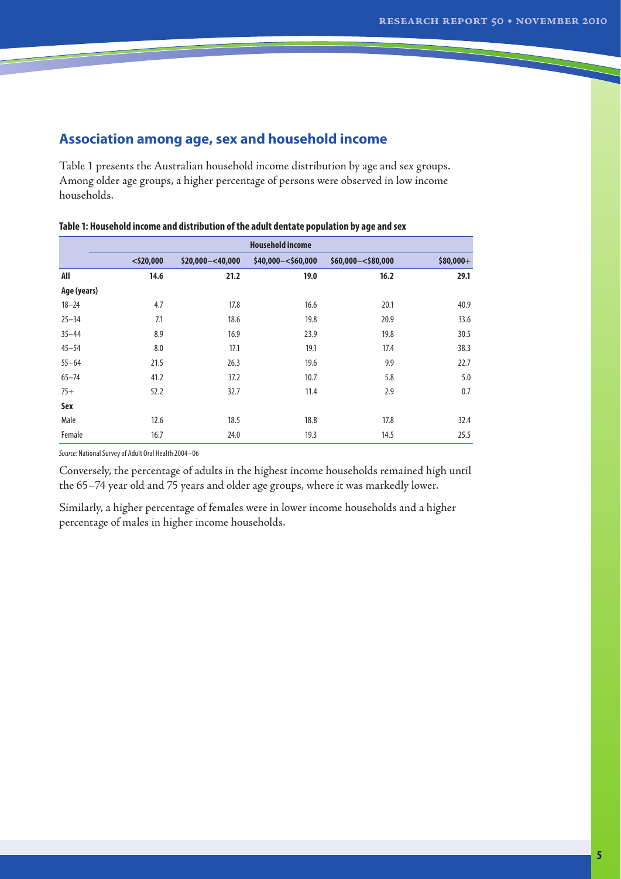## Association among age, sex and household income

Table 1 presents the Australian household income distribution by age and sex groups. Among older age groups, a higher percentage of persons were observed in low income households.

**Table 1: Household income and distribution of the adult dentate population by age and sex**

| | Household income | | | | |
|---|---|---|---|---|---|
| | <$20,000 | $20,000–<40,000 | $40,000–<$60,000 | $60,000–<$80,000 | $80,000+ |
| **All** | **14.6** | **21.2** | **19.0** | **16.2** | **29.1** |
| **Age (years)** | | | | | |
| 18–24 | 4.7 | 17.8 | 16.6 | 20.1 | 40.9 |
| 25–34 | 7.1 | 18.6 | 19.8 | 20.9 | 33.6 |
| 35–44 | 8.9 | 16.9 | 23.9 | 19.8 | 30.5 |
| 45–54 | 8.0 | 17.1 | 19.1 | 17.4 | 38.3 |
| 55–64 | 21.5 | 26.3 | 19.6 | 9.9 | 22.7 |
| 65–74 | 41.2 | 37.2 | 10.7 | 5.8 | 5.0 |
| 75+ | 52.2 | 32.7 | 11.4 | 2.9 | 0.7 |
| **Sex** | | | | | |
| Male | 12.6 | 18.5 | 18.8 | 17.8 | 32.4 |
| Female | 16.7 | 24.0 | 19.3 | 14.5 | 25.5 |

*Source:* National Survey of Adult Oral Health 2004–06

Conversely, the percentage of adults in the highest income households remained high until the 65–74 year old and 75 years and older age groups, where it was markedly lower.

Similarly, a higher percentage of females were in lower income households and a higher percentage of males in higher income households.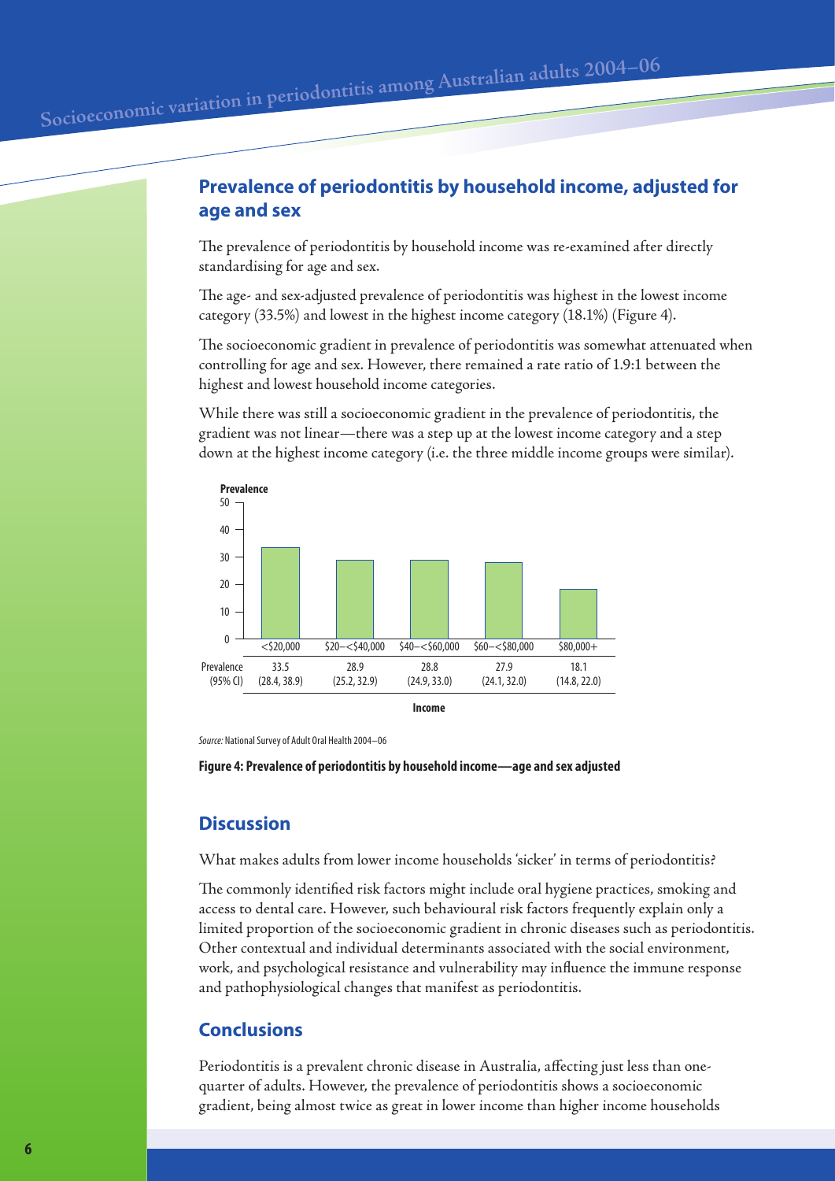## Prevalence of periodontitis by household income, adjusted for age and sex

The prevalence of periodontitis by household income was re-examined after directly standardising for age and sex.

The age- and sex-adjusted prevalence of periodontitis was highest in the lowest income category (33.5%) and lowest in the highest income category (18.1%) (Figure 4).

The socioeconomic gradient in prevalence of periodontitis was somewhat attenuated when controlling for age and sex. However, there remained a rate ratio of 1.9:1 between the highest and lowest household income categories.

While there was still a socioeconomic gradient in the prevalence of periodontitis, the gradient was not linear—there was a step up at the lowest income category and a step down at the highest income category (i.e. the three middle income groups were similar).

| Income | <$20,000 | $20–<$40,000 | $40–<$60,000 | $60–<$80,000 | $80,000+ |
|---|---|---|---|---|---|
| Prevalence | 33.5 | 28.9 | 28.8 | 27.9 | 18.1 |
| (95% CI) | (28.4, 38.9) | (25.2, 32.9) | (24.9, 33.0) | (24.1, 32.0) | (14.8, 22.0) |

*Source:* National Survey of Adult Oral Health 2004–06

**Figure 4: Prevalence of periodontitis by household income—age and sex adjusted**

## Discussion

What makes adults from lower income households 'sicker' in terms of periodontitis?

The commonly identified risk factors might include oral hygiene practices, smoking and access to dental care. However, such behavioural risk factors frequently explain only a limited proportion of the socioeconomic gradient in chronic diseases such as periodontitis. Other contextual and individual determinants associated with the social environment, work, and psychological resistance and vulnerability may influence the immune response and pathophysiological changes that manifest as periodontitis.

## Conclusions

Periodontitis is a prevalent chronic disease in Australia, affecting just less than one-quarter of adults. However, the prevalence of periodontitis shows a socioeconomic gradient, being almost twice as great in lower income than higher income households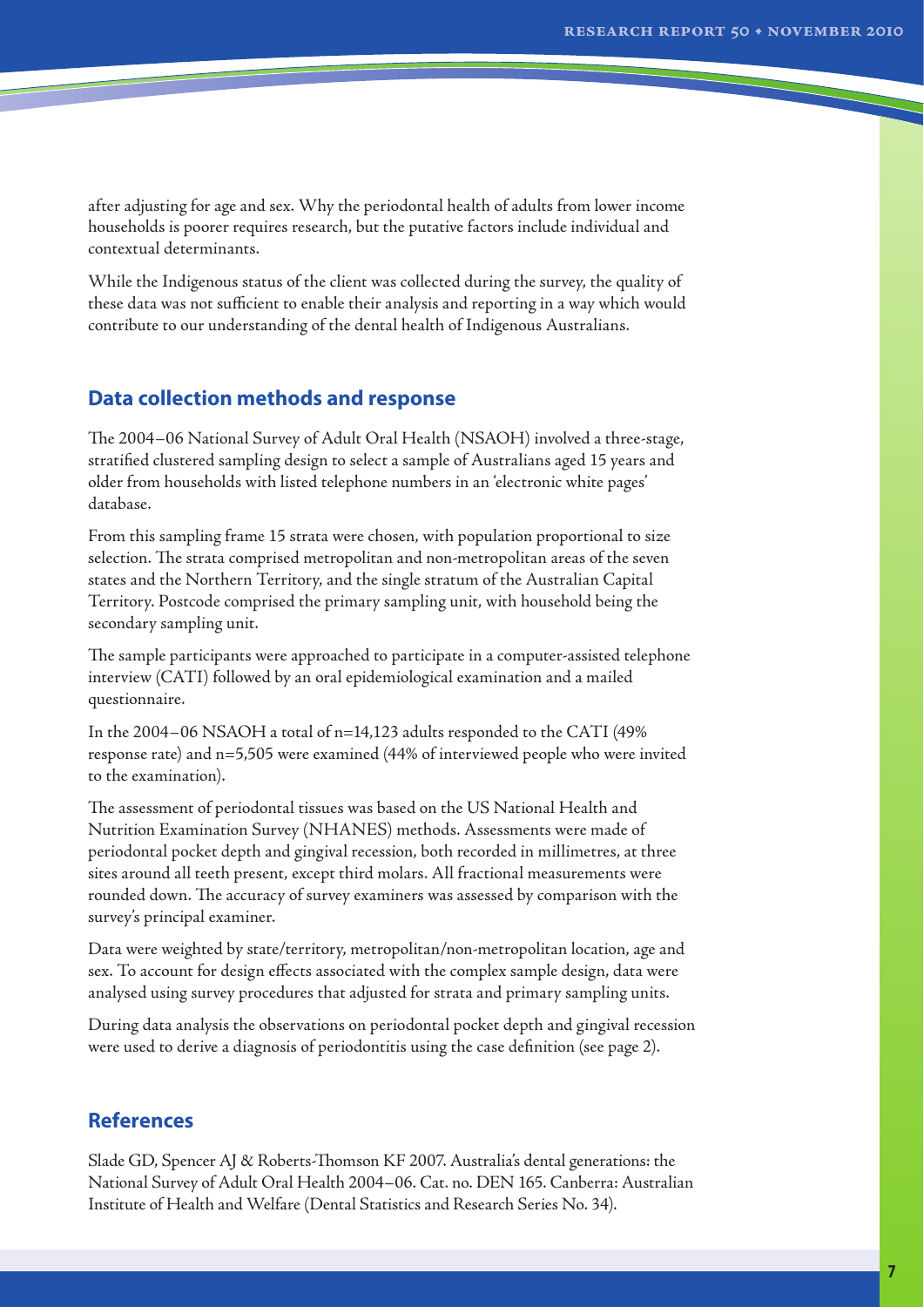after adjusting for age and sex. Why the periodontal health of adults from lower income households is poorer requires research, but the putative factors include individual and contextual determinants.

While the Indigenous status of the client was collected during the survey, the quality of these data was not sufficient to enable their analysis and reporting in a way which would contribute to our understanding of the dental health of Indigenous Australians.

## Data collection methods and response

The 2004–06 National Survey of Adult Oral Health (NSAOH) involved a three-stage, stratified clustered sampling design to select a sample of Australians aged 15 years and older from households with listed telephone numbers in an 'electronic white pages' database.

From this sampling frame 15 strata were chosen, with population proportional to size selection. The strata comprised metropolitan and non-metropolitan areas of the seven states and the Northern Territory, and the single stratum of the Australian Capital Territory. Postcode comprised the primary sampling unit, with household being the secondary sampling unit.

The sample participants were approached to participate in a computer-assisted telephone interview (CATI) followed by an oral epidemiological examination and a mailed questionnaire.

In the 2004–06 NSAOH a total of n=14,123 adults responded to the CATI (49% response rate) and n=5,505 were examined (44% of interviewed people who were invited to the examination).

The assessment of periodontal tissues was based on the US National Health and Nutrition Examination Survey (NHANES) methods. Assessments were made of periodontal pocket depth and gingival recession, both recorded in millimetres, at three sites around all teeth present, except third molars. All fractional measurements were rounded down. The accuracy of survey examiners was assessed by comparison with the survey's principal examiner.

Data were weighted by state/territory, metropolitan/non-metropolitan location, age and sex. To account for design effects associated with the complex sample design, data were analysed using survey procedures that adjusted for strata and primary sampling units.

During data analysis the observations on periodontal pocket depth and gingival recession were used to derive a diagnosis of periodontitis using the case definition (see page 2).

## References

Slade GD, Spencer AJ & Roberts-Thomson KF 2007. Australia's dental generations: the National Survey of Adult Oral Health 2004–06. Cat. no. DEN 165. Canberra: Australian Institute of Health and Welfare (Dental Statistics and Research Series No. 34).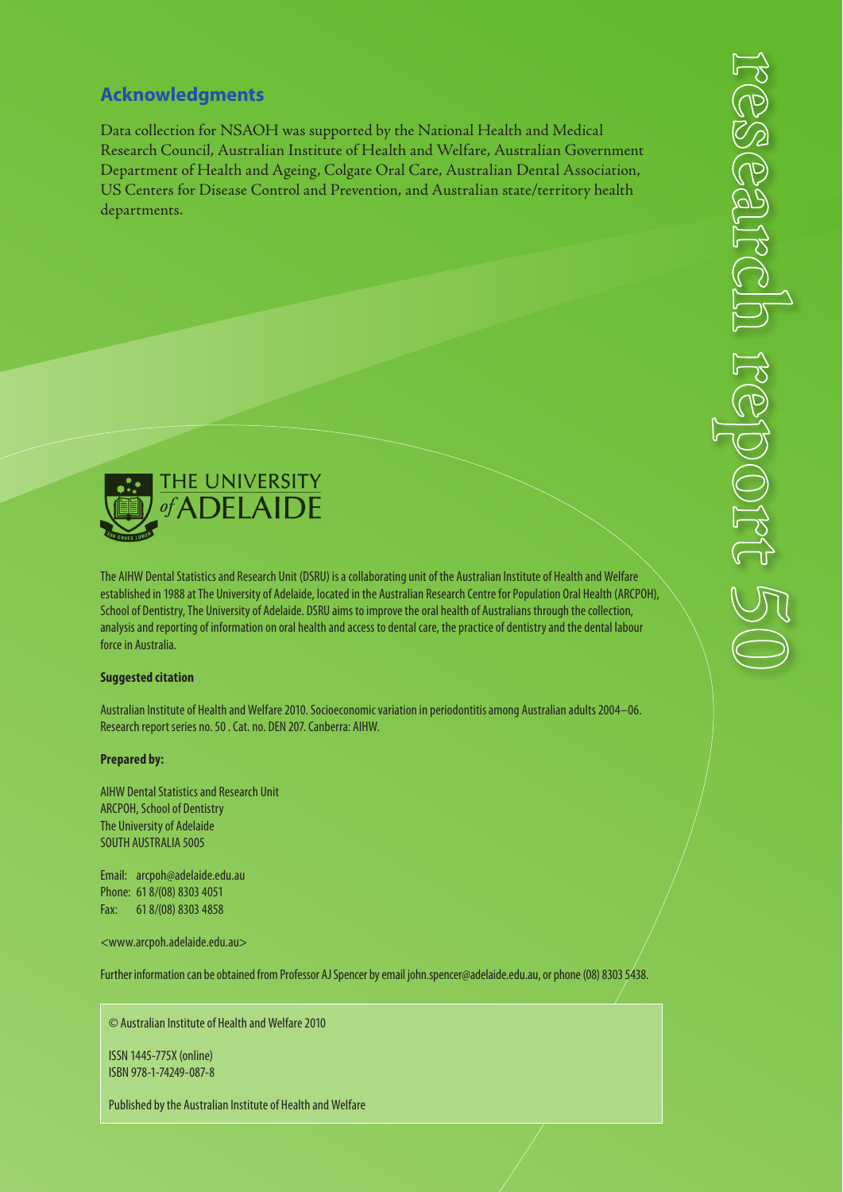## Acknowledgments

Data collection for NSAOH was supported by the National Health and Medical Research Council, Australian Institute of Health and Welfare, Australian Government Department of Health and Ageing, Colgate Oral Care, Australian Dental Association, US Centers for Disease Control and Prevention, and Australian state/territory health departments.

research report 50

THE UNIVERSITY of ADELAIDE

The AIHW Dental Statistics and Research Unit (DSRU) is a collaborating unit of the Australian Institute of Health and Welfare established in 1988 at The University of Adelaide, located in the Australian Research Centre for Population Oral Health (ARCPOH), School of Dentistry, The University of Adelaide. DSRU aims to improve the oral health of Australians through the collection, analysis and reporting of information on oral health and access to dental care, the practice of dentistry and the dental labour force in Australia.

**Suggested citation**

Australian Institute of Health and Welfare 2010. Socioeconomic variation in periodontitis among Australian adults 2004–06. Research report series no. 50 . Cat. no. DEN 207. Canberra: AIHW.

**Prepared by:**

AIHW Dental Statistics and Research Unit
ARCPOH, School of Dentistry
The University of Adelaide
SOUTH AUSTRALIA 5005

Email: arcpoh@adelaide.edu.au
Phone: 61 8/(08) 8303 4051
Fax: 61 8/(08) 8303 4858

<www.arcpoh.adelaide.edu.au>

Further information can be obtained from Professor AJ Spencer by email john.spencer@adelaide.edu.au, or phone (08) 8303 5438.

© Australian Institute of Health and Welfare 2010

ISSN 1445-775X (online)
ISBN 978-1-74249-087-8

Published by the Australian Institute of Health and Welfare